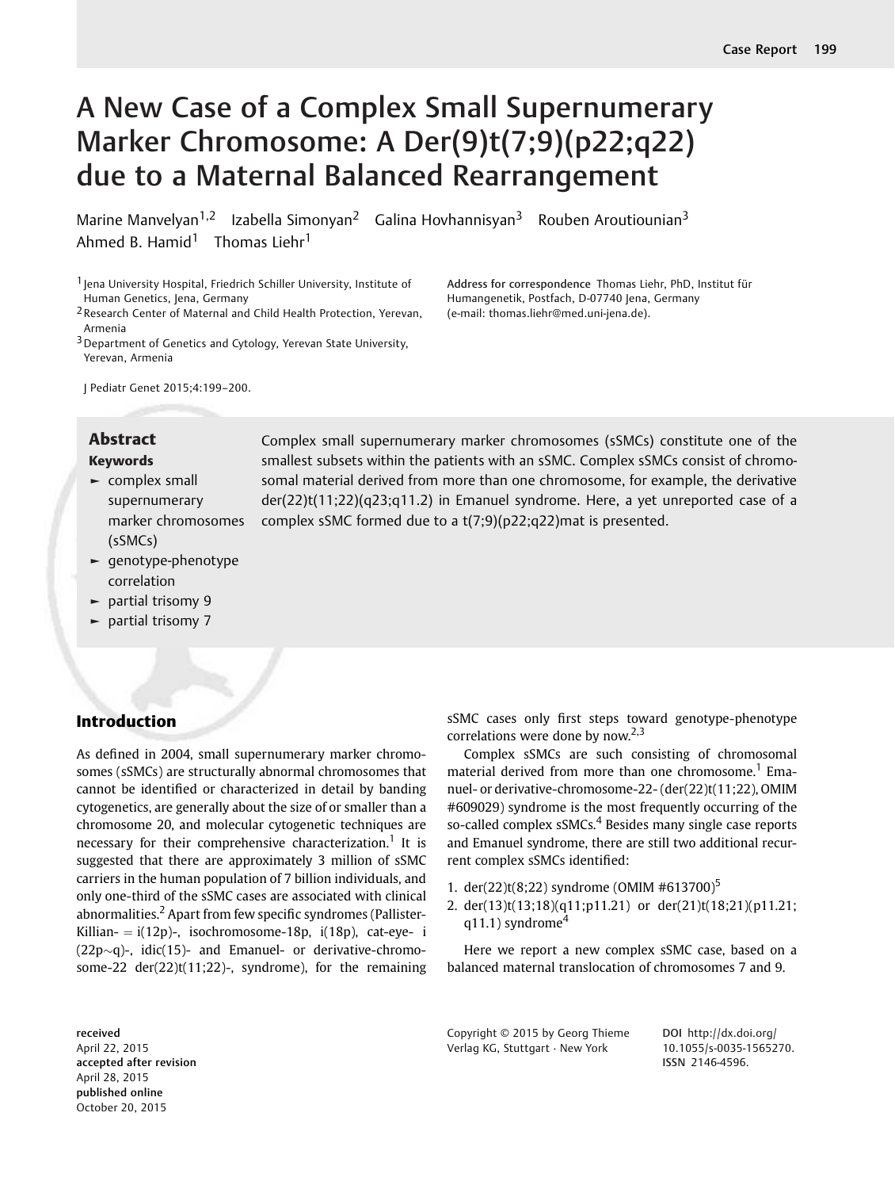# A New Case of a Complex Small Supernumerary Marker Chromosome: A Der(9)t(7;9)(p22;q22) due to a Maternal Balanced Rearrangement

Marine Manvelyan[1,2] Izabella Simonyan[2] Galina Hovhannisyan[3] Rouben Aroutiounian[3] Ahmed B. Hamid[1] Thomas Liehr[1]

[1] Jena University Hospital, Friedrich Schiller University, Institute of Human Genetics, Jena, Germany
[2] Research Center of Maternal and Child Health Protection, Yerevan, Armenia
[3] Department of Genetics and Cytology, Yerevan State University, Yerevan, Armenia

Address for correspondence Thomas Liehr, PhD, Institut für Humangenetik, Postfach, D-07740 Jena, Germany (e-mail: thomas.liehr@med.uni-jena.de).

J Pediatr Genet 2015;4:199–200.

## Abstract

Complex small supernumerary marker chromosomes (sSMCs) constitute one of the smallest subsets within the patients with an sSMC. Complex sSMCs consist of chromosomal material derived from more than one chromosome, for example, the derivative der(22)t(11;22)(q23;q11.2) in Emanuel syndrome. Here, a yet unreported case of a complex sSMC formed due to a t(7;9)(p22;q22)mat is presented.

**Keywords**

- complex small supernumerary marker chromosomes (sSMCs)
- genotype-phenotype correlation
- partial trisomy 9
- partial trisomy 7

## Introduction

As defined in 2004, small supernumerary marker chromosomes (sSMCs) are structurally abnormal chromosomes that cannot be identified or characterized in detail by banding cytogenetics, are generally about the size of or smaller than a chromosome 20, and molecular cytogenetic techniques are necessary for their comprehensive characterization.[1] It is suggested that there are approximately 3 million of sSMC carriers in the human population of 7 billion individuals, and only one-third of the sSMC cases are associated with clinical abnormalities.[2] Apart from few specific syndromes (Pallister-Killian- = i(12p)-, isochromosome-18p, i(18p), cat-eye- i (22p∼q)-, idic(15)- and Emanuel- or derivative-chromosome-22 der(22)t(11;22)-, syndrome), for the remaining sSMC cases only first steps toward genotype-phenotype correlations were done by now.[2,3]

Complex sSMCs are such consisting of chromosomal material derived from more than one chromosome.[1] Emanuel- or derivative-chromosome-22- (der(22)t(11;22), OMIM #609029) syndrome is the most frequently occurring of the so-called complex sSMCs.[4] Besides many single case reports and Emanuel syndrome, there are still two additional recurrent complex sSMCs identified:

1. der(22)t(8;22) syndrome (OMIM #613700)[5]
2. der(13)t(13;18)(q11;p11.21) or der(21)t(18;21)(p11.21; q11.1) syndrome[4]

Here we report a new complex sSMC case, based on a balanced maternal translocation of chromosomes 7 and 9.

received April 22, 2015
accepted after revision April 28, 2015
published online October 20, 2015

Copyright © 2015 by Georg Thieme Verlag KG, Stuttgart · New York

DOI http://dx.doi.org/10.1055/s-0035-1565270.
ISSN 2146-4596.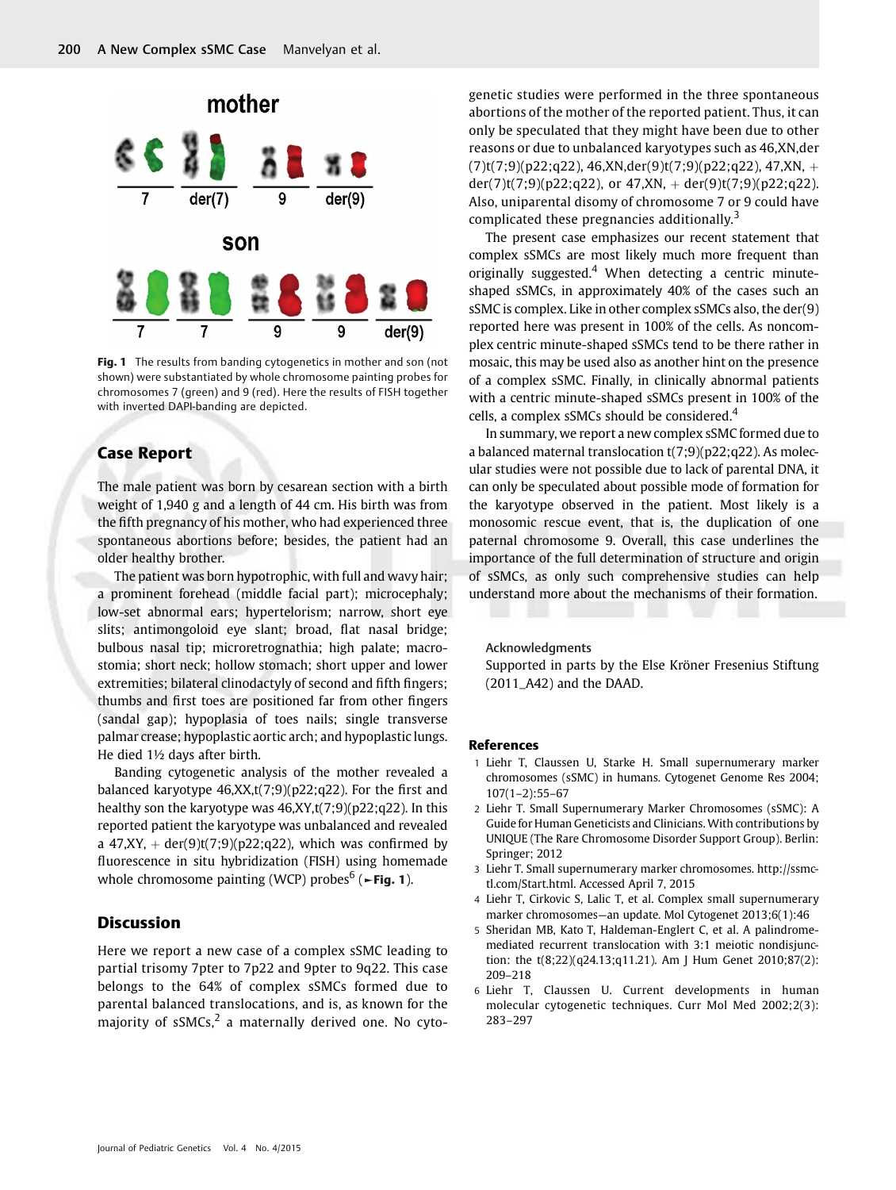mother

7 der(7) 9 der(9)

son

7 7 9 9 der(9)

**Fig. 1** The results from banding cytogenetics in mother and son (not shown) were substantiated by whole chromosome painting probes for chromosomes 7 (green) and 9 (red). Here the results of FISH together with inverted DAPI-banding are depicted.

## Case Report

The male patient was born by cesarean section with a birth weight of 1,940 g and a length of 44 cm. His birth was from the fifth pregnancy of his mother, who had experienced three spontaneous abortions before; besides, the patient had an older healthy brother.

The patient was born hypotrophic, with full and wavy hair; a prominent forehead (middle facial part); microcephaly; low-set abnormal ears; hypertelorism; narrow, short eye slits; antimongoloid eye slant; broad, flat nasal bridge; bulbous nasal tip; microretrognathia; high palate; macrostomia; short neck; hollow stomach; short upper and lower extremities; bilateral clinodactyly of second and fifth fingers; thumbs and first toes are positioned far from other fingers (sandal gap); hypoplasia of toes nails; single transverse palmar crease; hypoplastic aortic arch; and hypoplastic lungs. He died 1½ days after birth.

Banding cytogenetic analysis of the mother revealed a balanced karyotype 46,XX,t(7;9)(p22;q22). For the first and healthy son the karyotype was 46,XY,t(7;9)(p22;q22). In this reported patient the karyotype was unbalanced and revealed a 47,XY, + der(9)t(7;9)(p22;q22), which was confirmed by fluorescence in situ hybridization (FISH) using homemade whole chromosome painting (WCP) probes[6] (►**Fig. 1**).

## Discussion

Here we report a new case of a complex sSMC leading to partial trisomy 7pter to 7p22 and 9pter to 9q22. This case belongs to the 64% of complex sSMCs formed due to parental balanced translocations, and is, as known for the majority of sSMCs,[2] a maternally derived one. No cytogenetic studies were performed in the three spontaneous abortions of the mother of the reported patient. Thus, it can only be speculated that they might have been due to other reasons or due to unbalanced karyotypes such as 46,XN,der(7)t(7;9)(p22;q22), 46,XN,der(9)t(7;9)(p22;q22), 47,XN, + der(7)t(7;9)(p22;q22), or 47,XN, + der(9)t(7;9)(p22;q22). Also, uniparental disomy of chromosome 7 or 9 could have complicated these pregnancies additionally.[3]

The present case emphasizes our recent statement that complex sSMCs are most likely much more frequent than originally suggested.[4] When detecting a centric minute-shaped sSMCs, in approximately 40% of the cases such an sSMC is complex. Like in other complex sSMCs also, the der(9) reported here was present in 100% of the cells. As noncomplex centric minute-shaped sSMCs tend to be there rather in mosaic, this may be used also as another hint on the presence of a complex sSMC. Finally, in clinically abnormal patients with a centric minute-shaped sSMCs present in 100% of the cells, a complex sSMCs should be considered.[4]

In summary, we report a new complex sSMC formed due to a balanced maternal translocation t(7;9)(p22;q22). As molecular studies were not possible due to lack of parental DNA, it can only be speculated about possible mode of formation for the karyotype observed in the patient. Most likely is a monosomic rescue event, that is, the duplication of one paternal chromosome 9. Overall, this case underlines the importance of the full determination of structure and origin of sSMCs, as only such comprehensive studies can help understand more about the mechanisms of their formation.

### Acknowledgments

Supported in parts by the Else Kröner Fresenius Stiftung (2011_A42) and the DAAD.

## References

1. Liehr T, Claussen U, Starke H. Small supernumerary marker chromosomes (sSMC) in humans. Cytogenet Genome Res 2004; 107(1–2):55–67
2. Liehr T. Small Supernumerary Marker Chromosomes (sSMC): A Guide for Human Geneticists and Clinicians. With contributions by UNIQUE (The Rare Chromosome Disorder Support Group). Berlin: Springer; 2012
3. Liehr T. Small supernumerary marker chromosomes. http://ssmc-tl.com/Start.html. Accessed April 7, 2015
4. Liehr T, Cirkovic S, Lalic T, et al. Complex small supernumerary marker chromosomes—an update. Mol Cytogenet 2013;6(1):46
5. Sheridan MB, Kato T, Haldeman-Englert C, et al. A palindrome-mediated recurrent translocation with 3:1 meiotic nondisjunction: the t(8;22)(q24.13;q11.21). Am J Hum Genet 2010;87(2): 209–218
6. Liehr T, Claussen U. Current developments in human molecular cytogenetic techniques. Curr Mol Med 2002;2(3): 283–297